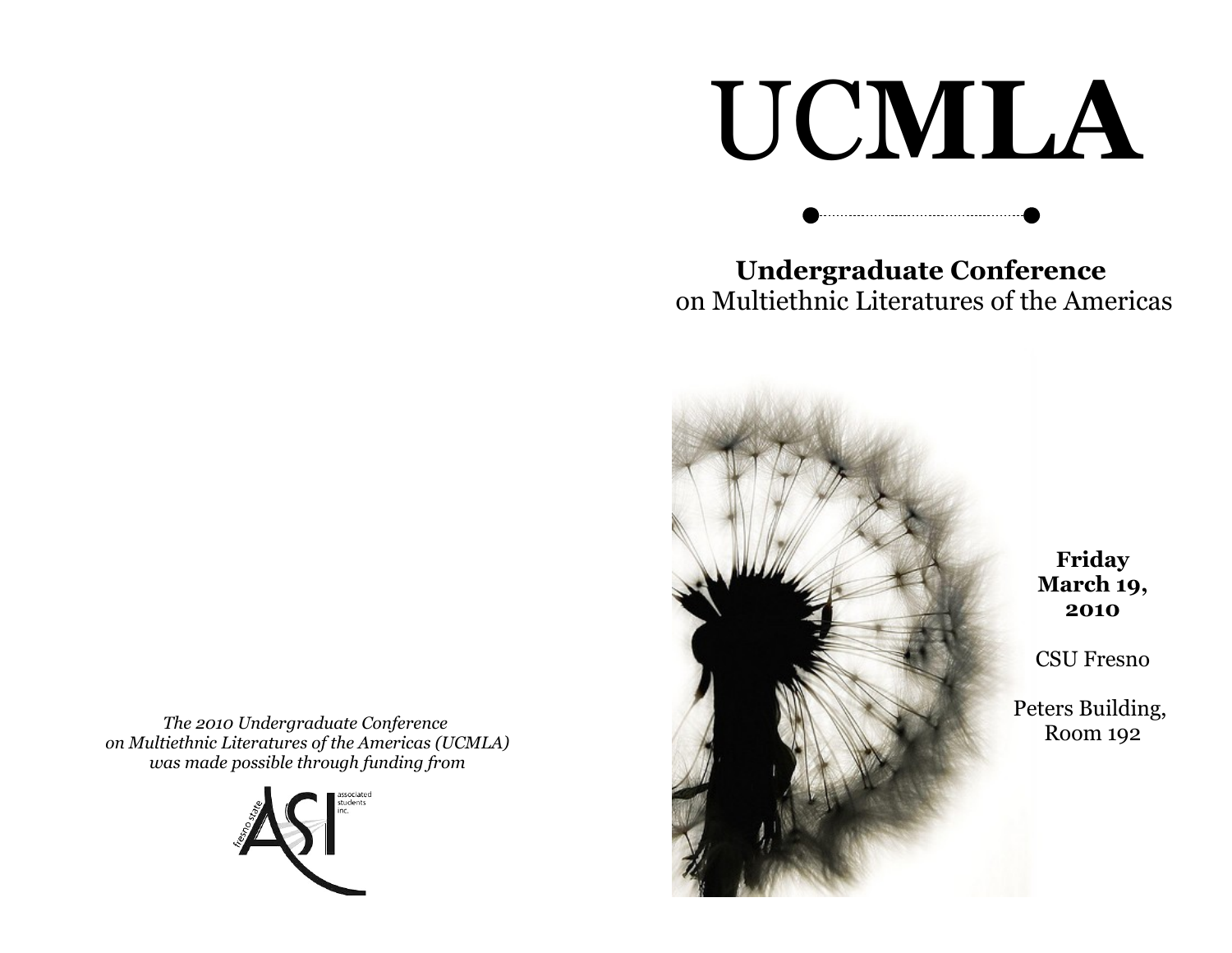*The 2010 Undergraduate Conference on Multiethnic Literatures of the Americas (UCMLA) was made possible through funding from*

fresno state ASI associated students inc.

# UCMLA

**Undergraduate Conference**
on Multiethnic Literatures of the Americas

**Friday March 19, 2010**

CSU Fresno

Peters Building, Room 192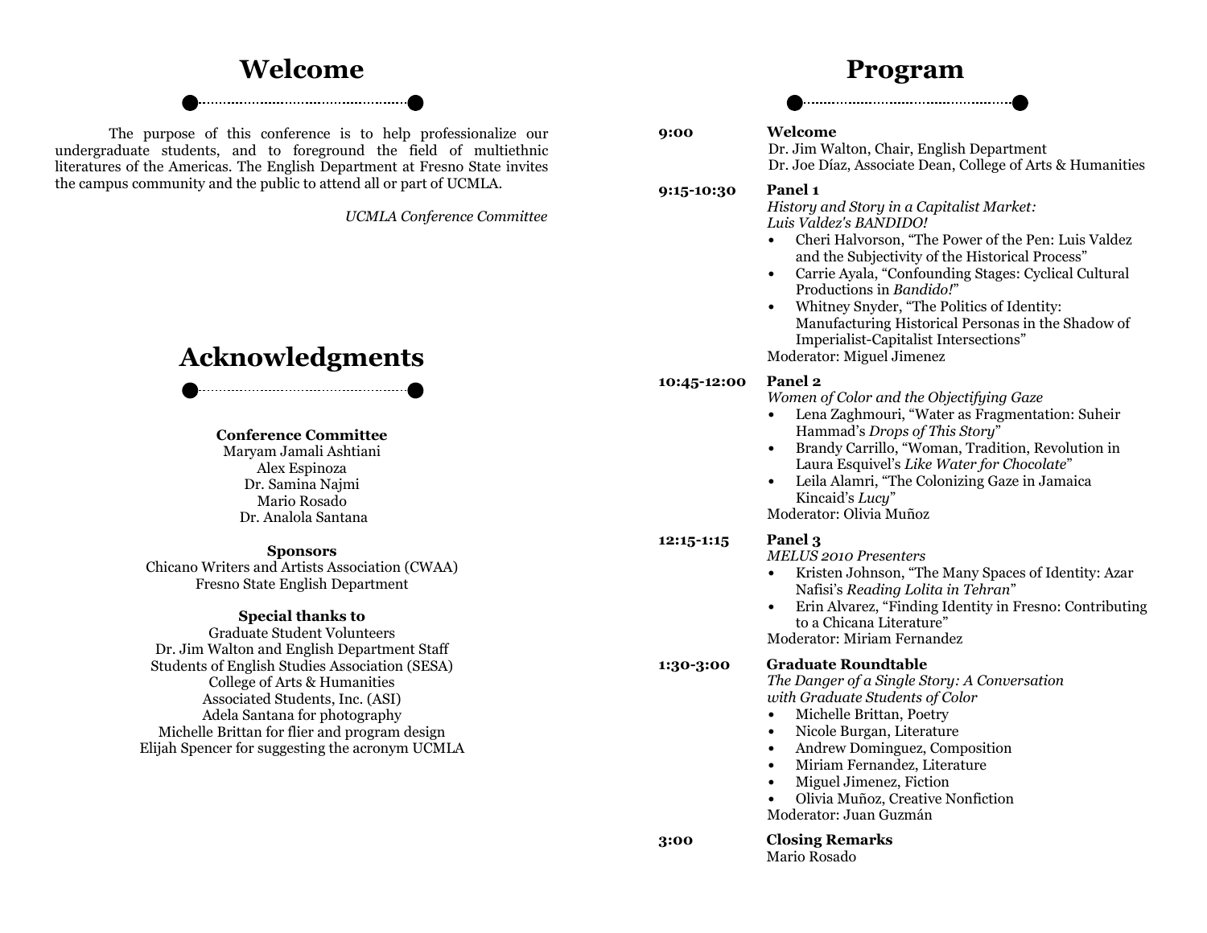# Welcome

The purpose of this conference is to help professionalize our undergraduate students, and to foreground the field of multiethnic literatures of the Americas. The English Department at Fresno State invites the campus community and the public to attend all or part of UCMLA.

*UCMLA Conference Committee*

# Acknowledgments

**Conference Committee**
Maryam Jamali Ashtiani
Alex Espinoza
Dr. Samina Najmi
Mario Rosado
Dr. Analola Santana

**Sponsors**
Chicano Writers and Artists Association (CWAA)
Fresno State English Department

**Special thanks to**
Graduate Student Volunteers
Dr. Jim Walton and English Department Staff
Students of English Studies Association (SESA)
College of Arts & Humanities
Associated Students, Inc. (ASI)
Adela Santana for photography
Michelle Brittan for flier and program design
Elijah Spencer for suggesting the acronym UCMLA

# Program

**9:00** — **Welcome**
Dr. Jim Walton, Chair, English Department
Dr. Joe Díaz, Associate Dean, College of Arts & Humanities

**9:15-10:30** — **Panel 1**
*History and Story in a Capitalist Market: Luis Valdez's BANDIDO!*
- Cheri Halvorson, "The Power of the Pen: Luis Valdez and the Subjectivity of the Historical Process"
- Carrie Ayala, "Confounding Stages: Cyclical Cultural Productions in *Bandido!*"
- Whitney Snyder, "The Politics of Identity: Manufacturing Historical Personas in the Shadow of Imperialist-Capitalist Intersections"

Moderator: Miguel Jimenez

**10:45-12:00** — **Panel 2**
*Women of Color and the Objectifying Gaze*
- Lena Zaghmouri, "Water as Fragmentation: Suheir Hammad's *Drops of This Story*"
- Brandy Carrillo, "Woman, Tradition, Revolution in Laura Esquivel's *Like Water for Chocolate*"
- Leila Alamri, "The Colonizing Gaze in Jamaica Kincaid's *Lucy*"

Moderator: Olivia Muñoz

**12:15-1:15** — **Panel 3**
*MELUS 2010 Presenters*
- Kristen Johnson, "The Many Spaces of Identity: Azar Nafisi's *Reading Lolita in Tehran*"
- Erin Alvarez, "Finding Identity in Fresno: Contributing to a Chicana Literature"

Moderator: Miriam Fernandez

**1:30-3:00** — **Graduate Roundtable**
*The Danger of a Single Story: A Conversation with Graduate Students of Color*
- Michelle Brittan, Poetry
- Nicole Burgan, Literature
- Andrew Dominguez, Composition
- Miriam Fernandez, Literature
- Miguel Jimenez, Fiction
- Olivia Muñoz, Creative Nonfiction

Moderator: Juan Guzmán

**3:00** — **Closing Remarks**
Mario Rosado